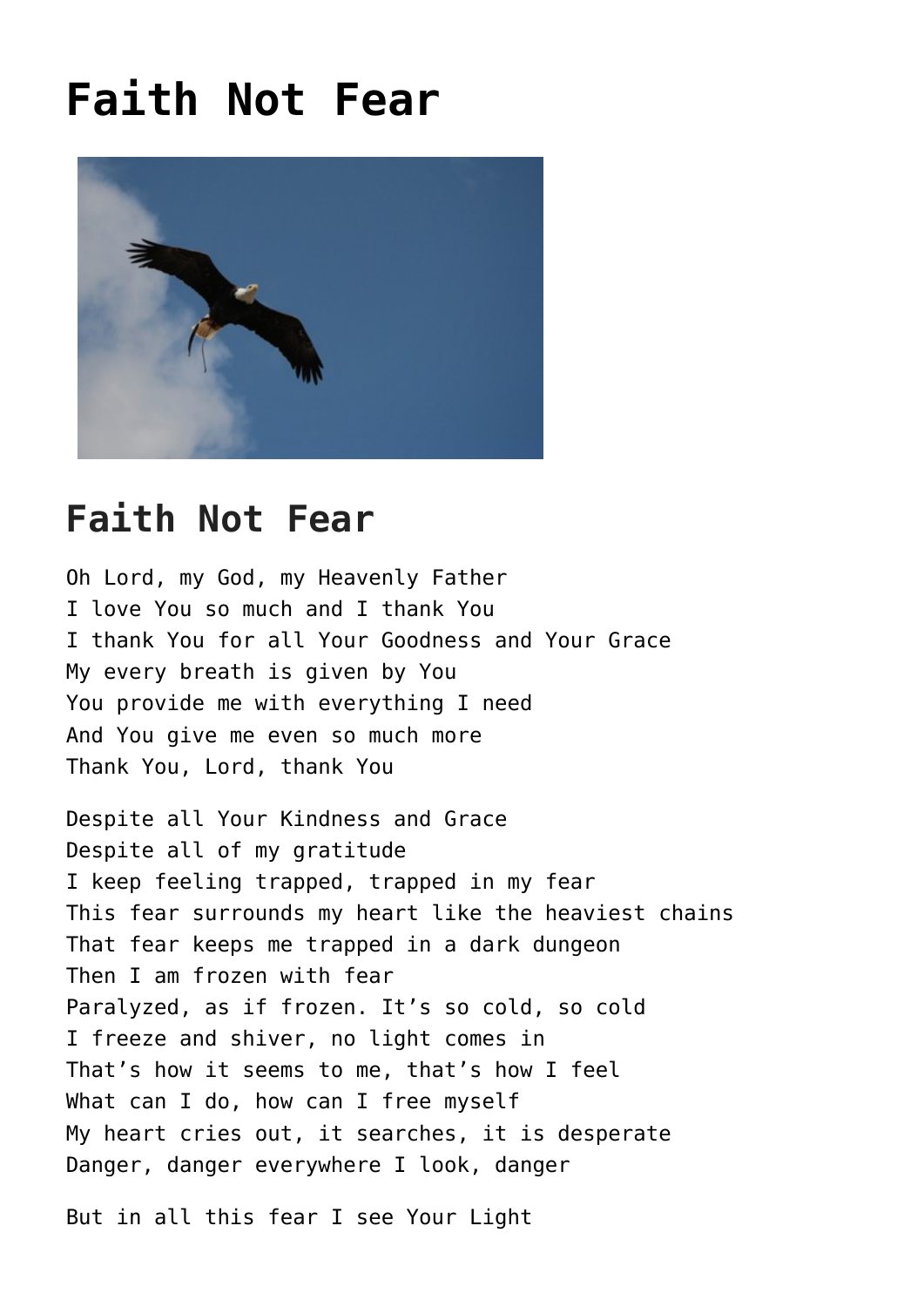# Faith Not Fear

## Faith Not Fear

Oh Lord, my God, my Heavenly Father
I love You so much and I thank You
I thank You for all Your Goodness and Your Grace
My every breath is given by You
You provide me with everything I need
And You give me even so much more
Thank You, Lord, thank You

Despite all Your Kindness and Grace
Despite all of my gratitude
I keep feeling trapped, trapped in my fear
This fear surrounds my heart like the heaviest chains
That fear keeps me trapped in a dark dungeon
Then I am frozen with fear
Paralyzed, as if frozen. It's so cold, so cold
I freeze and shiver, no light comes in
That's how it seems to me, that's how I feel
What can I do, how can I free myself
My heart cries out, it searches, it is desperate
Danger, danger everywhere I look, danger

But in all this fear I see Your Light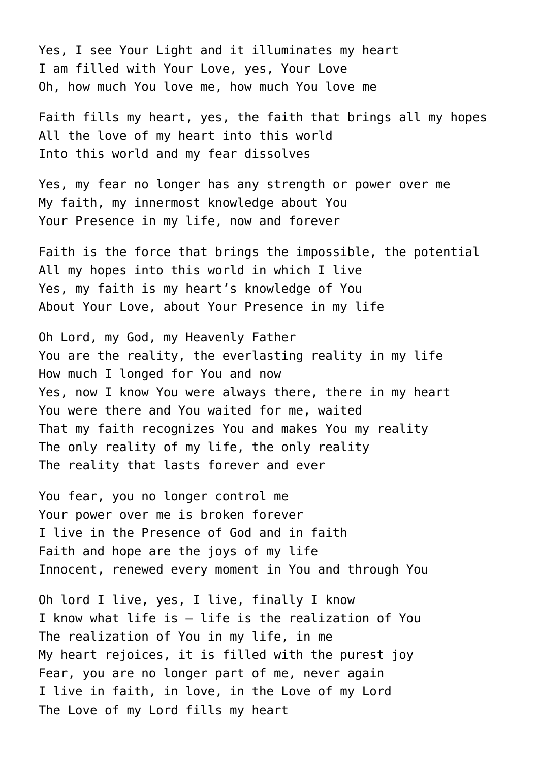Yes, I see Your Light and it illuminates my heart
I am filled with Your Love, yes, Your Love
Oh, how much You love me, how much You love me

Faith fills my heart, yes, the faith that brings all my hopes
All the love of my heart into this world
Into this world and my fear dissolves

Yes, my fear no longer has any strength or power over me
My faith, my innermost knowledge about You
Your Presence in my life, now and forever

Faith is the force that brings the impossible, the potential
All my hopes into this world in which I live
Yes, my faith is my heart's knowledge of You
About Your Love, about Your Presence in my life

Oh Lord, my God, my Heavenly Father
You are the reality, the everlasting reality in my life
How much I longed for You and now
Yes, now I know You were always there, there in my heart
You were there and You waited for me, waited
That my faith recognizes You and makes You my reality
The only reality of my life, the only reality
The reality that lasts forever and ever

You fear, you no longer control me
Your power over me is broken forever
I live in the Presence of God and in faith
Faith and hope are the joys of my life
Innocent, renewed every moment in You and through You

Oh lord I live, yes, I live, finally I know
I know what life is – life is the realization of You
The realization of You in my life, in me
My heart rejoices, it is filled with the purest joy
Fear, you are no longer part of me, never again
I live in faith, in love, in the Love of my Lord
The Love of my Lord fills my heart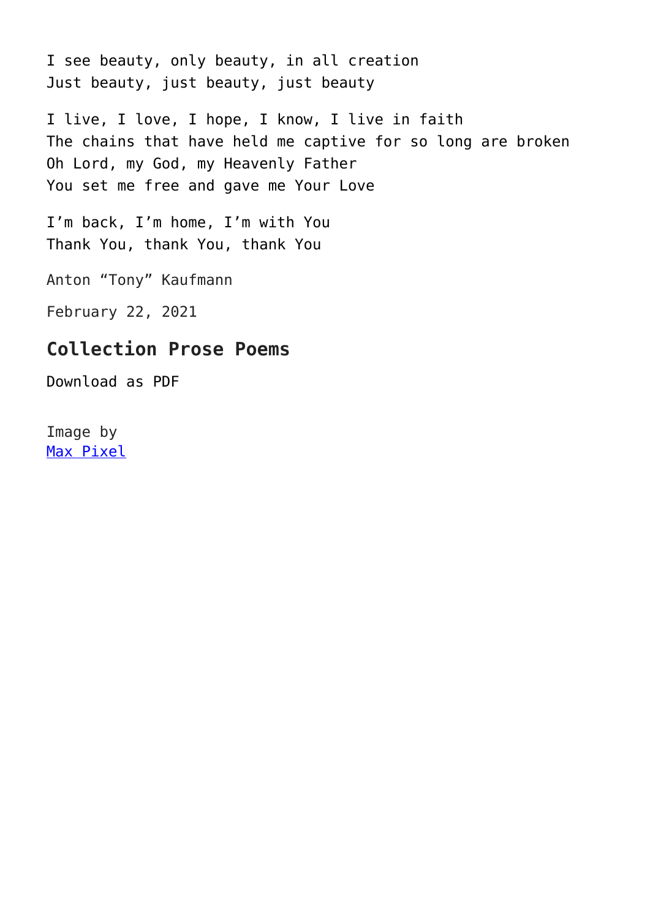I see beauty, only beauty, in all creation
Just beauty, just beauty, just beauty

I live, I love, I hope, I know, I live in faith
The chains that have held me captive for so long are broken
Oh Lord, my God, my Heavenly Father
You set me free and gave me Your Love

I'm back, I'm home, I'm with You
Thank You, thank You, thank You

Anton "Tony" Kaufmann

February 22, 2021

## Collection Prose Poems

Download as PDF

Image by
Max Pixel